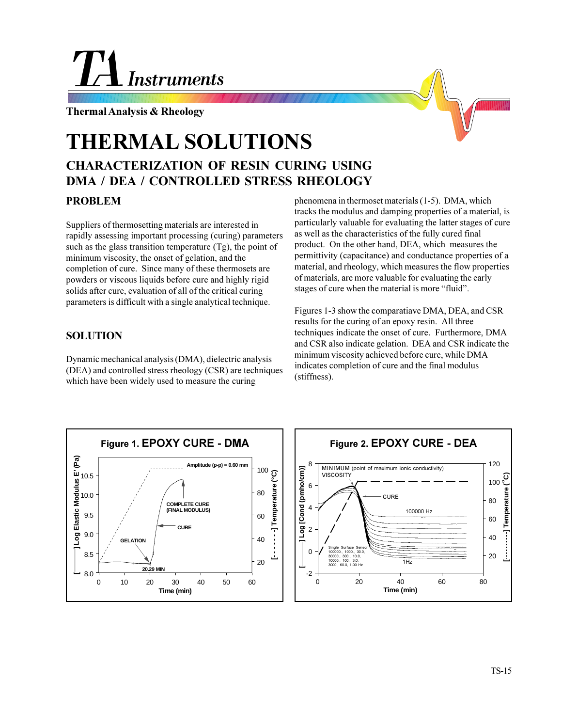# THERMAL SOLUTIONS

## CHARACTERIZATION OF RESIN CURING USING DMA / DEA / CONTROLLED STRESS RHEOLOGY

### PROBLEM

Suppliers of thermosetting materials are interested in rapidly assessing important processing (curing) parameters such as the glass transition temperature (Tg), the point of minimum viscosity, the onset of gelation, and the completion of cure. Since many of these thermosets are powders or viscous liquids before cure and highly rigid solids after cure, evaluation of all of the critical curing parameters is difficult with a single analytical technique.

### SOLUTION

Dynamic mechanical analysis (DMA), dielectric analysis (DEA) and controlled stress rheology (CSR) are techniques which have been widely used to measure the curing phenomena in thermoset materials (1-5). DMA, which tracks the modulus and damping properties of a material, is particularly valuable for evaluating the latter stages of cure as well as the characteristics of the fully cured final product. On the other hand, DEA, which measures the permittivity (capacitance) and conductance properties of a material, and rheology, which measures the flow properties of materials, are more valuable for evaluating the early stages of cure when the material is more "fluid".

Figures 1-3 show the comparatiave DMA, DEA, and CSR results for the curing of an epoxy resin. All three techniques indicate the onset of cure. Furthermore, DMA and CSR also indicate gelation. DEA and CSR indicate the minimum viscosity achieved before cure, while DMA indicates completion of cure and the final modulus (stiffness).

**Figure 1. EPOXY CURE - DMA**

**Figure 2. EPOXY CURE - DEA**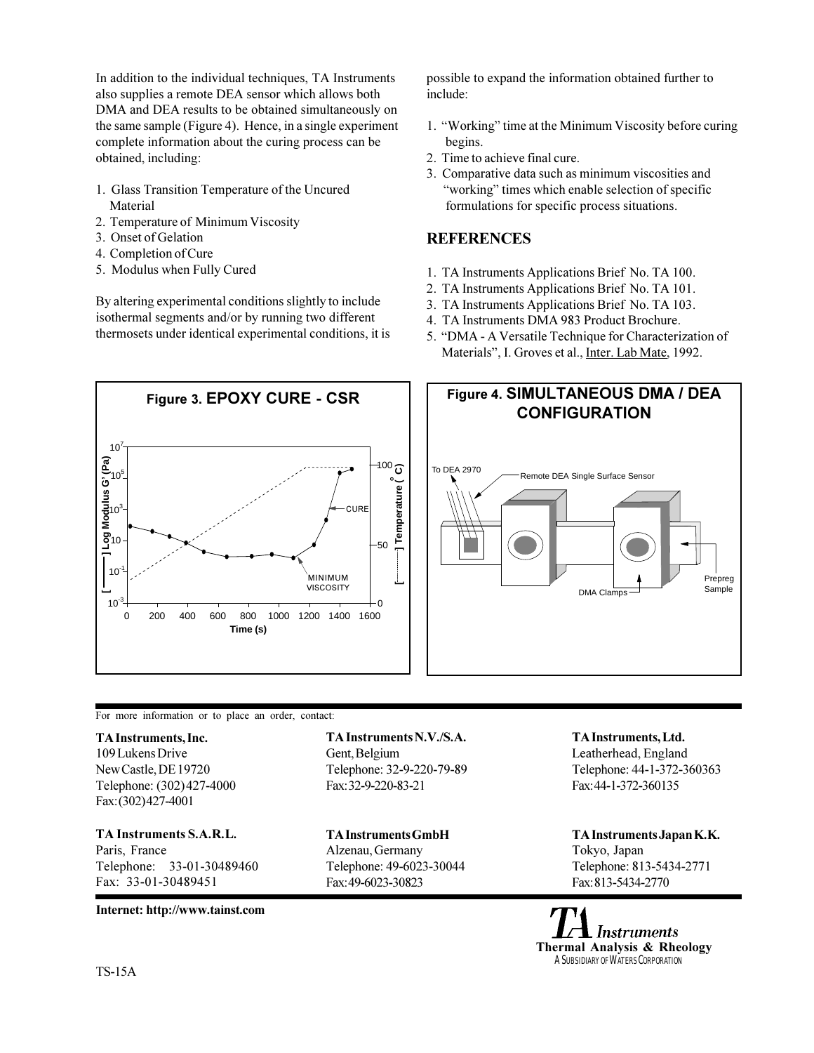In addition to the individual techniques, TA Instruments also supplies a remote DEA sensor which allows both DMA and DEA results to be obtained simultaneously on the same sample (Figure 4). Hence, in a single experiment complete information about the curing process can be obtained, including:

1. Glass Transition Temperature of the Uncured Material
2. Temperature of Minimum Viscosity
3. Onset of Gelation
4. Completion of Cure
5. Modulus when Fully Cured

By altering experimental conditions slightly to include isothermal segments and/or by running two different thermosets under identical experimental conditions, it is possible to expand the information obtained further to include:

1. "Working" time at the Minimum Viscosity before curing begins.
2. Time to achieve final cure.
3. Comparative data such as minimum viscosities and "working" times which enable selection of specific formulations for specific process situations.

## REFERENCES

1. TA Instruments Applications Brief No. TA 100.
2. TA Instruments Applications Brief No. TA 101.
3. TA Instruments Applications Brief No. TA 103.
4. TA Instruments DMA 983 Product Brochure.
5. "DMA - A Versatile Technique for Characterization of Materials", I. Groves et al., Inter. Lab Mate, 1992.

**Figure 3. EPOXY CURE - CSR**

[ —— ] Log Modulus G' (Pa)

$10^{7}$
$10^{5}$
$10^{3}$
10
$10^{-1}$
$10^{-3}$

[ ········ ] Temperature (°C)

100
50
0

0 200 400 600 800 1000 1200 1400 1600

Time (s)

CURE

MINIMUM VISCOSITY

**Figure 4. SIMULTANEOUS DMA / DEA CONFIGURATION**

To DEA 2970

Remote DEA Single Surface Sensor

DMA Clamps

Prepreg Sample

For more information or to place an order, contact:

**TA Instruments, Inc.**
109 Lukens Drive
New Castle, DE 19720
Telephone: (302) 427-4000
Fax: (302) 427-4001

**TA Instruments N.V./S.A.**
Gent, Belgium
Telephone: 32-9-220-79-89
Fax: 32-9-220-83-21

**TA Instruments, Ltd.**
Leatherhead, England
Telephone: 44-1-372-360363
Fax: 44-1-372-360135

**TA Instruments S.A.R.L.**
Paris, France
Telephone: 33-01-30489460
Fax: 33-01-30489451

**TA Instruments GmbH**
Alzenau, Germany
Telephone: 49-6023-30044
Fax: 49-6023-30823

**TA Instruments Japan K.K.**
Tokyo, Japan
Telephone: 813-5434-2771
Fax: 813-5434-2770

**Internet: http://www.tainst.com**

TA Instruments
**Thermal Analysis & Rheology**
A SUBSIDIARY OF WATERS CORPORATION

TS-15A